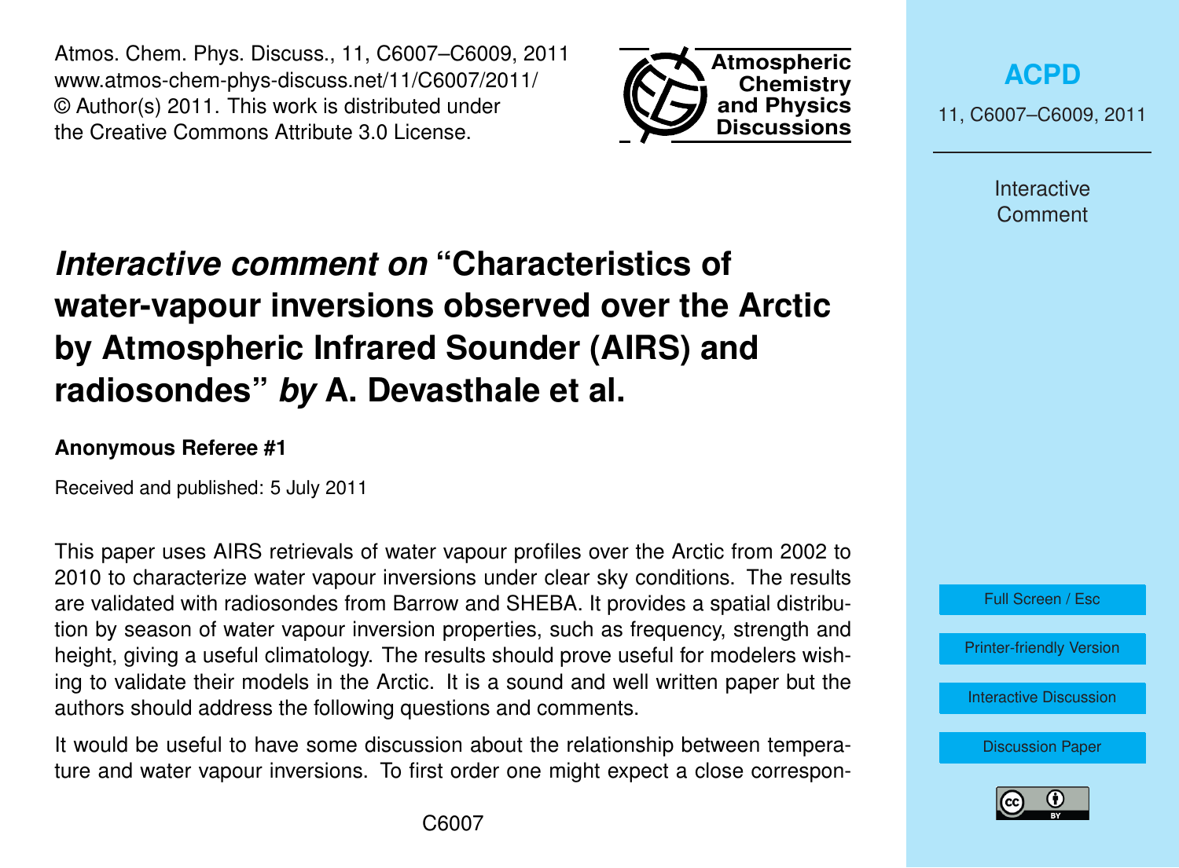# *Interactive comment on* "Characteristics of water-vapour inversions observed over the Arctic by Atmospheric Infrared Sounder (AIRS) and radiosondes" *by* A. Devasthale et al.

**Anonymous Referee #1**

Received and published: 5 July 2011

This paper uses AIRS retrievals of water vapour profiles over the Arctic from 2002 to 2010 to characterize water vapour inversions under clear sky conditions. The results are validated with radiosondes from Barrow and SHEBA. It provides a spatial distribution by season of water vapour inversion properties, such as frequency, strength and height, giving a useful climatology. The results should prove useful for modelers wishing to validate their models in the Arctic. It is a sound and well written paper but the authors should address the following questions and comments.

It would be useful to have some discussion about the relationship between temperature and water vapour inversions. To first order one might expect a close correspon-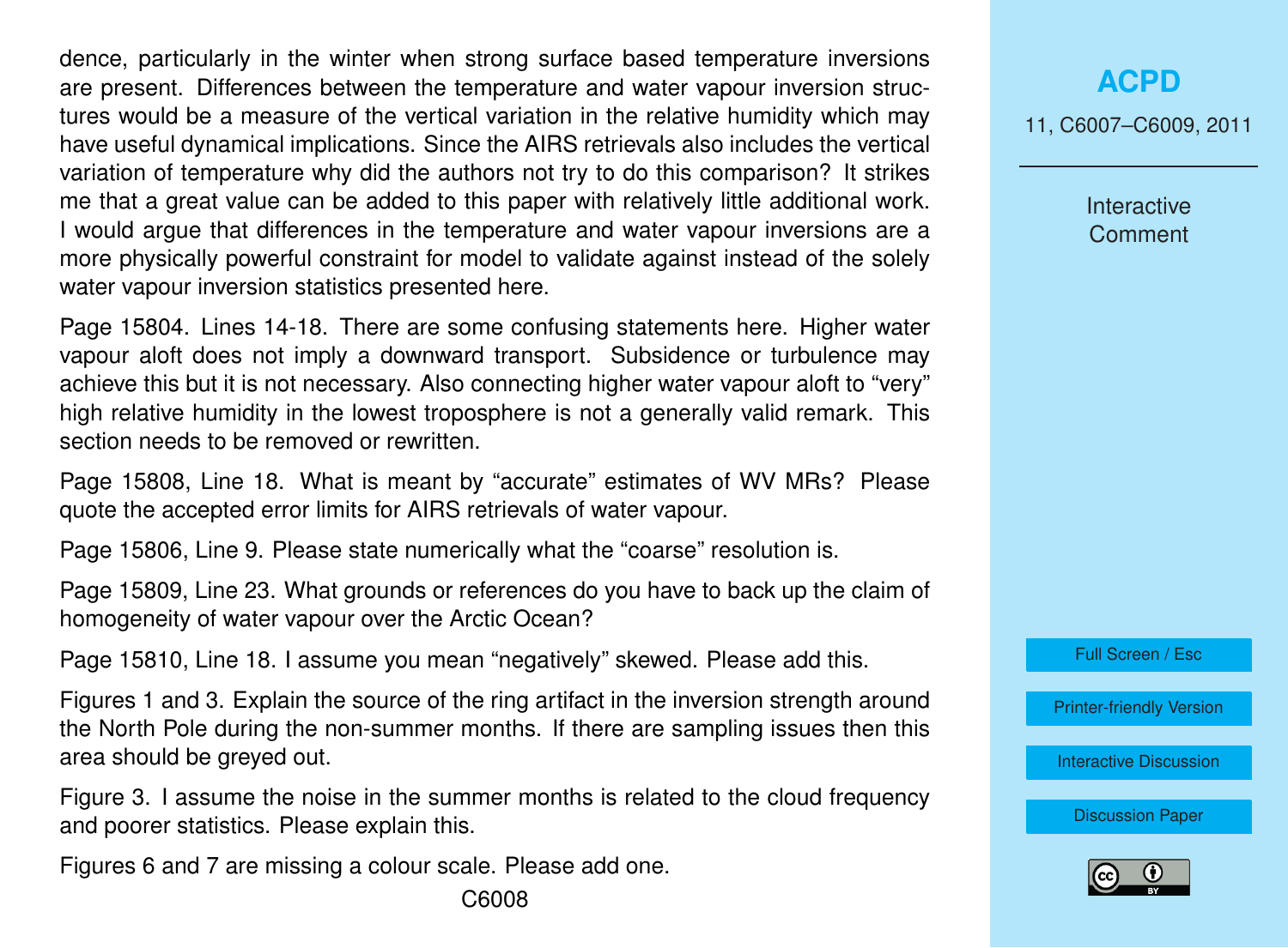dence, particularly in the winter when strong surface based temperature inversions are present. Differences between the temperature and water vapour inversion structures would be a measure of the vertical variation in the relative humidity which may have useful dynamical implications. Since the AIRS retrievals also includes the vertical variation of temperature why did the authors not try to do this comparison? It strikes me that a great value can be added to this paper with relatively little additional work. I would argue that differences in the temperature and water vapour inversions are a more physically powerful constraint for model to validate against instead of the solely water vapour inversion statistics presented here.

Page 15804. Lines 14-18. There are some confusing statements here. Higher water vapour aloft does not imply a downward transport. Subsidence or turbulence may achieve this but it is not necessary. Also connecting higher water vapour aloft to "very" high relative humidity in the lowest troposphere is not a generally valid remark. This section needs to be removed or rewritten.

Page 15808, Line 18. What is meant by "accurate" estimates of WV MRs? Please quote the accepted error limits for AIRS retrievals of water vapour.

Page 15806, Line 9. Please state numerically what the "coarse" resolution is.

Page 15809, Line 23. What grounds or references do you have to back up the claim of homogeneity of water vapour over the Arctic Ocean?

Page 15810, Line 18. I assume you mean "negatively" skewed. Please add this.

Figures 1 and 3. Explain the source of the ring artifact in the inversion strength around the North Pole during the non-summer months. If there are sampling issues then this area should be greyed out.

Figure 3. I assume the noise in the summer months is related to the cloud frequency and poorer statistics. Please explain this.

Figures 6 and 7 are missing a colour scale. Please add one.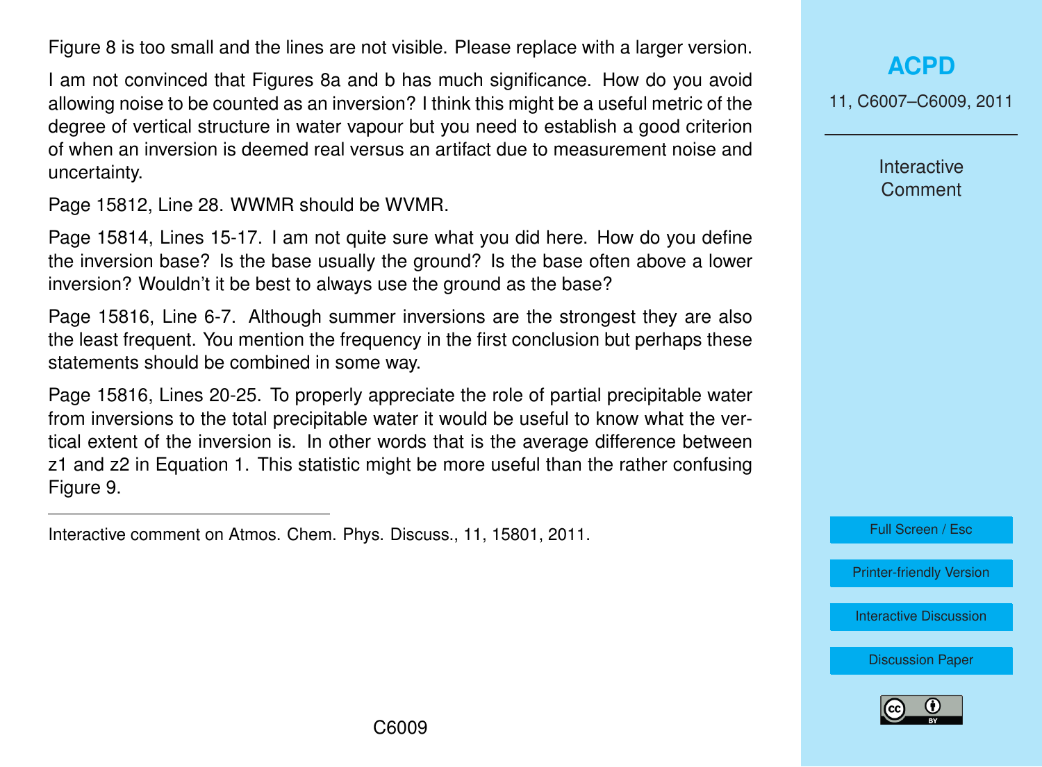Figure 8 is too small and the lines are not visible. Please replace with a larger version.

I am not convinced that Figures 8a and b has much significance. How do you avoid allowing noise to be counted as an inversion? I think this might be a useful metric of the degree of vertical structure in water vapour but you need to establish a good criterion of when an inversion is deemed real versus an artifact due to measurement noise and uncertainty.

Page 15812, Line 28. WWMR should be WVMR.

Page 15814, Lines 15-17. I am not quite sure what you did here. How do you define the inversion base? Is the base usually the ground? Is the base often above a lower inversion? Wouldn't it be best to always use the ground as the base?

Page 15816, Line 6-7. Although summer inversions are the strongest they are also the least frequent. You mention the frequency in the first conclusion but perhaps these statements should be combined in some way.

Page 15816, Lines 20-25. To properly appreciate the role of partial precipitable water from inversions to the total precipitable water it would be useful to know what the vertical extent of the inversion is. In other words that is the average difference between $z1$ and $z2$ in Equation 1. This statistic might be more useful than the rather confusing Figure 9.

---

Interactive comment on Atmos. Chem. Phys. Discuss., 11, 15801, 2011.